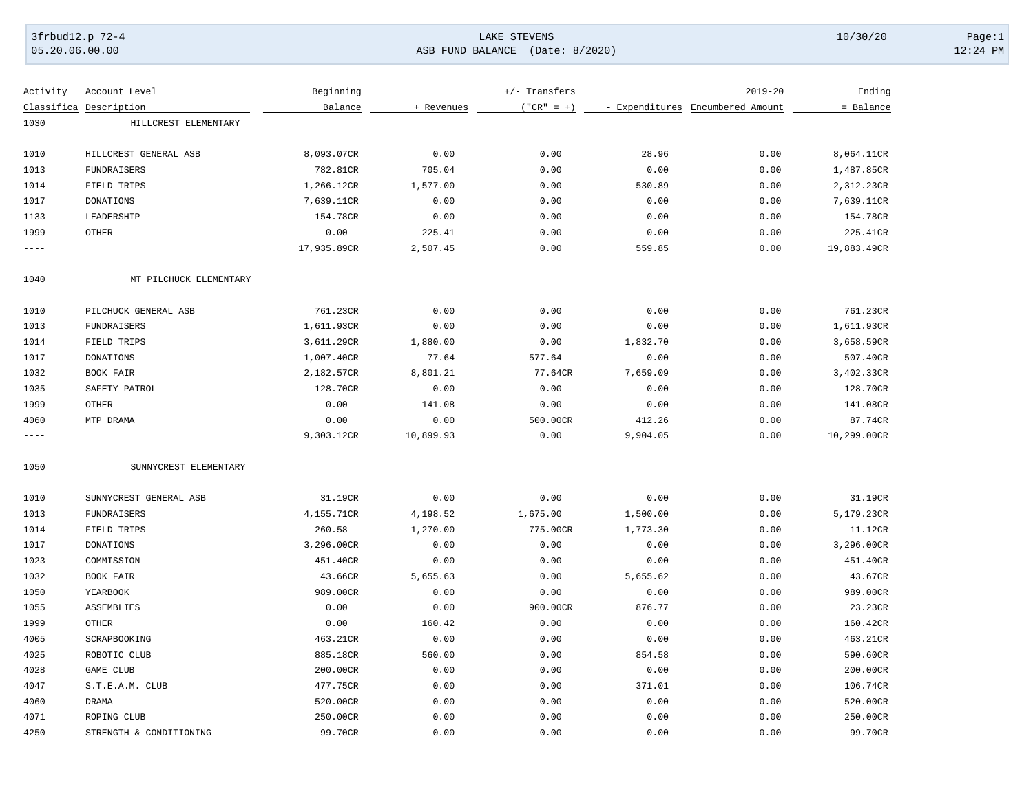LAKE STEVENS

ASB FUND BALANCE (Date: 8/2020)

| Activity Classifica | Account Level Description | Beginning Balance | + Revenues | +/- Transfers ("CR" = +) | - Expenditures | 2019-20 Encumbered Amount | Ending = Balance |
|---|---|---|---|---|---|---|---|
| 1030 | HILLCREST ELEMENTARY | | | | | | |
| 1010 | HILLCREST GENERAL ASB | 8,093.07CR | 0.00 | 0.00 | 28.96 | 0.00 | 8,064.11CR |
| 1013 | FUNDRAISERS | 782.81CR | 705.04 | 0.00 | 0.00 | 0.00 | 1,487.85CR |
| 1014 | FIELD TRIPS | 1,266.12CR | 1,577.00 | 0.00 | 530.89 | 0.00 | 2,312.23CR |
| 1017 | DONATIONS | 7,639.11CR | 0.00 | 0.00 | 0.00 | 0.00 | 7,639.11CR |
| 1133 | LEADERSHIP | 154.78CR | 0.00 | 0.00 | 0.00 | 0.00 | 154.78CR |
| 1999 | OTHER | 0.00 | 225.41 | 0.00 | 0.00 | 0.00 | 225.41CR |
| ---- | | 17,935.89CR | 2,507.45 | 0.00 | 559.85 | 0.00 | 19,883.49CR |
| 1040 | MT PILCHUCK ELEMENTARY | | | | | | |
| 1010 | PILCHUCK GENERAL ASB | 761.23CR | 0.00 | 0.00 | 0.00 | 0.00 | 761.23CR |
| 1013 | FUNDRAISERS | 1,611.93CR | 0.00 | 0.00 | 0.00 | 0.00 | 1,611.93CR |
| 1014 | FIELD TRIPS | 3,611.29CR | 1,880.00 | 0.00 | 1,832.70 | 0.00 | 3,658.59CR |
| 1017 | DONATIONS | 1,007.40CR | 77.64 | 577.64 | 0.00 | 0.00 | 507.40CR |
| 1032 | BOOK FAIR | 2,182.57CR | 8,801.21 | 77.64CR | 7,659.09 | 0.00 | 3,402.33CR |
| 1035 | SAFETY PATROL | 128.70CR | 0.00 | 0.00 | 0.00 | 0.00 | 128.70CR |
| 1999 | OTHER | 0.00 | 141.08 | 0.00 | 0.00 | 0.00 | 141.08CR |
| 4060 | MTP DRAMA | 0.00 | 0.00 | 500.00CR | 412.26 | 0.00 | 87.74CR |
| ---- | | 9,303.12CR | 10,899.93 | 0.00 | 9,904.05 | 0.00 | 10,299.00CR |
| 1050 | SUNNYCREST ELEMENTARY | | | | | | |
| 1010 | SUNNYCREST GENERAL ASB | 31.19CR | 0.00 | 0.00 | 0.00 | 0.00 | 31.19CR |
| 1013 | FUNDRAISERS | 4,155.71CR | 4,198.52 | 1,675.00 | 1,500.00 | 0.00 | 5,179.23CR |
| 1014 | FIELD TRIPS | 260.58 | 1,270.00 | 775.00CR | 1,773.30 | 0.00 | 11.12CR |
| 1017 | DONATIONS | 3,296.00CR | 0.00 | 0.00 | 0.00 | 0.00 | 3,296.00CR |
| 1023 | COMMISSION | 451.40CR | 0.00 | 0.00 | 0.00 | 0.00 | 451.40CR |
| 1032 | BOOK FAIR | 43.66CR | 5,655.63 | 0.00 | 5,655.62 | 0.00 | 43.67CR |
| 1050 | YEARBOOK | 989.00CR | 0.00 | 0.00 | 0.00 | 0.00 | 989.00CR |
| 1055 | ASSEMBLIES | 0.00 | 0.00 | 900.00CR | 876.77 | 0.00 | 23.23CR |
| 1999 | OTHER | 0.00 | 160.42 | 0.00 | 0.00 | 0.00 | 160.42CR |
| 4005 | SCRAPBOOKING | 463.21CR | 0.00 | 0.00 | 0.00 | 0.00 | 463.21CR |
| 4025 | ROBOTIC CLUB | 885.18CR | 560.00 | 0.00 | 854.58 | 0.00 | 590.60CR |
| 4028 | GAME CLUB | 200.00CR | 0.00 | 0.00 | 0.00 | 0.00 | 200.00CR |
| 4047 | S.T.E.A.M. CLUB | 477.75CR | 0.00 | 0.00 | 371.01 | 0.00 | 106.74CR |
| 4060 | DRAMA | 520.00CR | 0.00 | 0.00 | 0.00 | 0.00 | 520.00CR |
| 4071 | ROPING CLUB | 250.00CR | 0.00 | 0.00 | 0.00 | 0.00 | 250.00CR |
| 4250 | STRENGTH & CONDITIONING | 99.70CR | 0.00 | 0.00 | 0.00 | 0.00 | 99.70CR |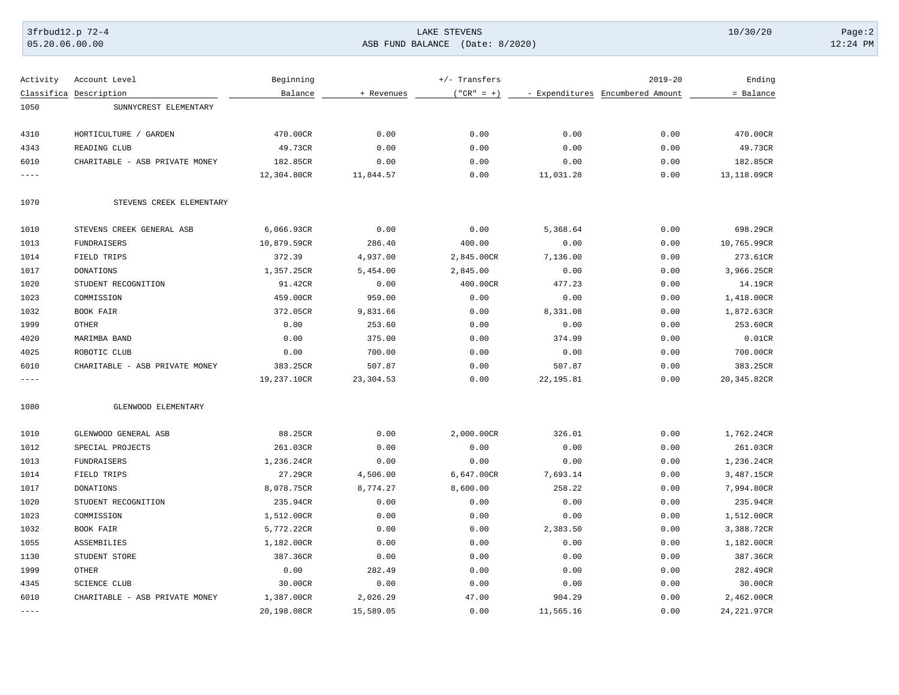| Activity Classifica | Account Level Description | Beginning Balance | + Revenues | +/- Transfers ("CR" = +) | - Expenditures | 2019-20 Encumbered Amount | Ending = Balance |
|---|---|---|---|---|---|---|---|
| 1050 | SUNNYCREST ELEMENTARY | | | | | | |
| 4310 | HORTICULTURE / GARDEN | 470.00CR | 0.00 | 0.00 | 0.00 | 0.00 | 470.00CR |
| 4343 | READING CLUB | 49.73CR | 0.00 | 0.00 | 0.00 | 0.00 | 49.73CR |
| 6010 | CHARITABLE - ASB PRIVATE MONEY | 182.85CR | 0.00 | 0.00 | 0.00 | 0.00 | 182.85CR |
| ---- | | 12,304.80CR | 11,844.57 | 0.00 | 11,031.28 | 0.00 | 13,118.09CR |
| 1070 | STEVENS CREEK ELEMENTARY | | | | | | |
| 1010 | STEVENS CREEK GENERAL ASB | 6,066.93CR | 0.00 | 0.00 | 5,368.64 | 0.00 | 698.29CR |
| 1013 | FUNDRAISERS | 10,879.59CR | 286.40 | 400.00 | 0.00 | 0.00 | 10,765.99CR |
| 1014 | FIELD TRIPS | 372.39 | 4,937.00 | 2,845.00CR | 7,136.00 | 0.00 | 273.61CR |
| 1017 | DONATIONS | 1,357.25CR | 5,454.00 | 2,845.00 | 0.00 | 0.00 | 3,966.25CR |
| 1020 | STUDENT RECOGNITION | 91.42CR | 0.00 | 400.00CR | 477.23 | 0.00 | 14.19CR |
| 1023 | COMMISSION | 459.00CR | 959.00 | 0.00 | 0.00 | 0.00 | 1,418.00CR |
| 1032 | BOOK FAIR | 372.05CR | 9,831.66 | 0.00 | 8,331.08 | 0.00 | 1,872.63CR |
| 1999 | OTHER | 0.00 | 253.60 | 0.00 | 0.00 | 0.00 | 253.60CR |
| 4020 | MARIMBA BAND | 0.00 | 375.00 | 0.00 | 374.99 | 0.00 | 0.01CR |
| 4025 | ROBOTIC CLUB | 0.00 | 700.00 | 0.00 | 0.00 | 0.00 | 700.00CR |
| 6010 | CHARITABLE - ASB PRIVATE MONEY | 383.25CR | 507.87 | 0.00 | 507.87 | 0.00 | 383.25CR |
| ---- | | 19,237.10CR | 23,304.53 | 0.00 | 22,195.81 | 0.00 | 20,345.82CR |
| 1080 | GLENWOOD ELEMENTARY | | | | | | |
| 1010 | GLENWOOD GENERAL ASB | 88.25CR | 0.00 | 2,000.00CR | 326.01 | 0.00 | 1,762.24CR |
| 1012 | SPECIAL PROJECTS | 261.03CR | 0.00 | 0.00 | 0.00 | 0.00 | 261.03CR |
| 1013 | FUNDRAISERS | 1,236.24CR | 0.00 | 0.00 | 0.00 | 0.00 | 1,236.24CR |
| 1014 | FIELD TRIPS | 27.29CR | 4,506.00 | 6,647.00CR | 7,693.14 | 0.00 | 3,487.15CR |
| 1017 | DONATIONS | 8,078.75CR | 8,774.27 | 8,600.00 | 258.22 | 0.00 | 7,994.80CR |
| 1020 | STUDENT RECOGNITION | 235.94CR | 0.00 | 0.00 | 0.00 | 0.00 | 235.94CR |
| 1023 | COMMISSION | 1,512.00CR | 0.00 | 0.00 | 0.00 | 0.00 | 1,512.00CR |
| 1032 | BOOK FAIR | 5,772.22CR | 0.00 | 0.00 | 2,383.50 | 0.00 | 3,388.72CR |
| 1055 | ASSEMBILIES | 1,182.00CR | 0.00 | 0.00 | 0.00 | 0.00 | 1,182.00CR |
| 1130 | STUDENT STORE | 387.36CR | 0.00 | 0.00 | 0.00 | 0.00 | 387.36CR |
| 1999 | OTHER | 0.00 | 282.49 | 0.00 | 0.00 | 0.00 | 282.49CR |
| 4345 | SCIENCE CLUB | 30.00CR | 0.00 | 0.00 | 0.00 | 0.00 | 30.00CR |
| 6010 | CHARITABLE - ASB PRIVATE MONEY | 1,387.00CR | 2,026.29 | 47.00 | 904.29 | 0.00 | 2,462.00CR |
| ---- | | 20,198.08CR | 15,589.05 | 0.00 | 11,565.16 | 0.00 | 24,221.97CR |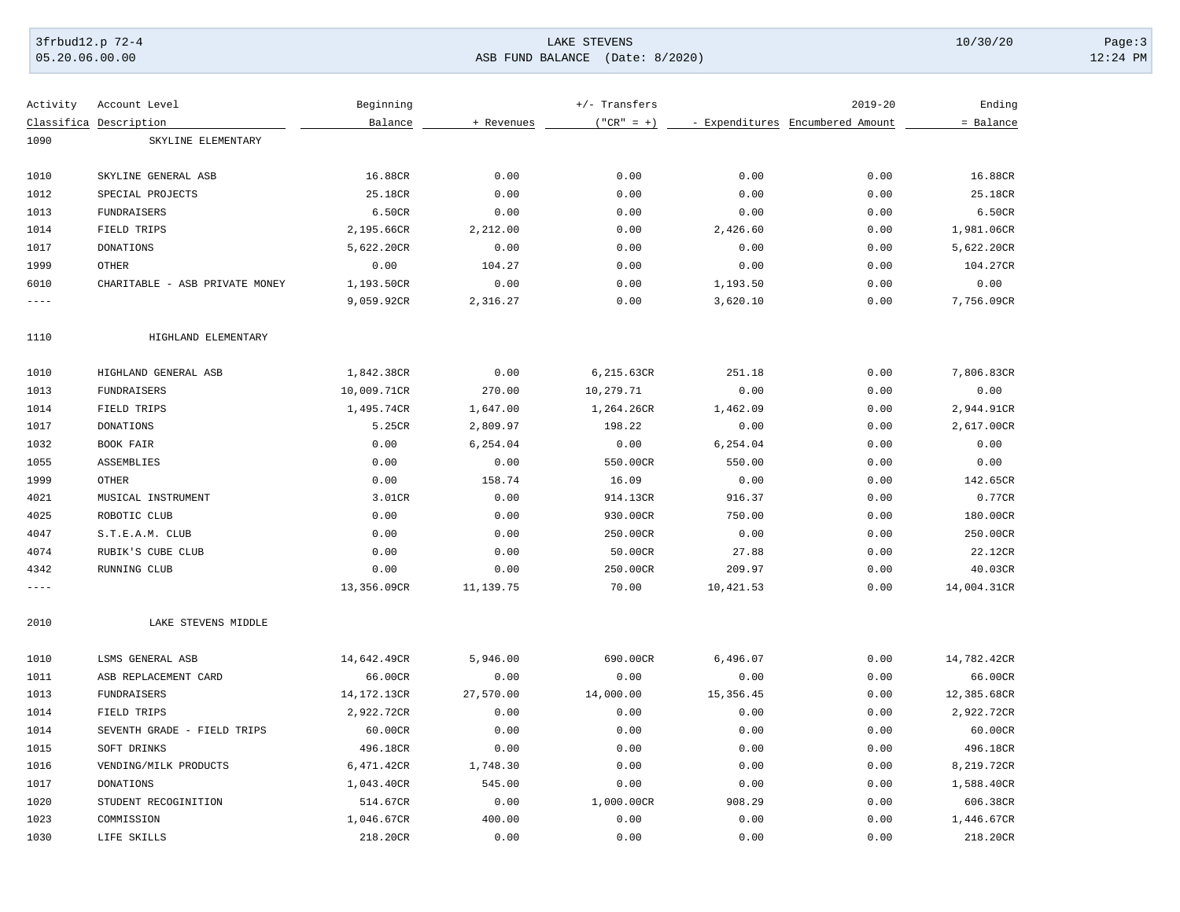| Activity Classifica | Account Level Description | Beginning Balance | + Revenues | +/- Transfers ("CR" = +) | - Expenditures | 2019-20 Encumbered Amount | Ending = Balance |
|---|---|---|---|---|---|---|---|
| 1090 | SKYLINE ELEMENTARY | | | | | | |
| 1010 | SKYLINE GENERAL ASB | 16.88CR | 0.00 | 0.00 | 0.00 | 0.00 | 16.88CR |
| 1012 | SPECIAL PROJECTS | 25.18CR | 0.00 | 0.00 | 0.00 | 0.00 | 25.18CR |
| 1013 | FUNDRAISERS | 6.50CR | 0.00 | 0.00 | 0.00 | 0.00 | 6.50CR |
| 1014 | FIELD TRIPS | 2,195.66CR | 2,212.00 | 0.00 | 2,426.60 | 0.00 | 1,981.06CR |
| 1017 | DONATIONS | 5,622.20CR | 0.00 | 0.00 | 0.00 | 0.00 | 5,622.20CR |
| 1999 | OTHER | 0.00 | 104.27 | 0.00 | 0.00 | 0.00 | 104.27CR |
| 6010 | CHARITABLE - ASB PRIVATE MONEY | 1,193.50CR | 0.00 | 0.00 | 1,193.50 | 0.00 | 0.00 |
| ---- | | 9,059.92CR | 2,316.27 | 0.00 | 3,620.10 | 0.00 | 7,756.09CR |
| 1110 | HIGHLAND ELEMENTARY | | | | | | |
| 1010 | HIGHLAND GENERAL ASB | 1,842.38CR | 0.00 | 6,215.63CR | 251.18 | 0.00 | 7,806.83CR |
| 1013 | FUNDRAISERS | 10,009.71CR | 270.00 | 10,279.71 | 0.00 | 0.00 | 0.00 |
| 1014 | FIELD TRIPS | 1,495.74CR | 1,647.00 | 1,264.26CR | 1,462.09 | 0.00 | 2,944.91CR |
| 1017 | DONATIONS | 5.25CR | 2,809.97 | 198.22 | 0.00 | 0.00 | 2,617.00CR |
| 1032 | BOOK FAIR | 0.00 | 6,254.04 | 0.00 | 6,254.04 | 0.00 | 0.00 |
| 1055 | ASSEMBLIES | 0.00 | 0.00 | 550.00CR | 550.00 | 0.00 | 0.00 |
| 1999 | OTHER | 0.00 | 158.74 | 16.09 | 0.00 | 0.00 | 142.65CR |
| 4021 | MUSICAL INSTRUMENT | 3.01CR | 0.00 | 914.13CR | 916.37 | 0.00 | 0.77CR |
| 4025 | ROBOTIC CLUB | 0.00 | 0.00 | 930.00CR | 750.00 | 0.00 | 180.00CR |
| 4047 | S.T.E.A.M. CLUB | 0.00 | 0.00 | 250.00CR | 0.00 | 0.00 | 250.00CR |
| 4074 | RUBIK'S CUBE CLUB | 0.00 | 0.00 | 50.00CR | 27.88 | 0.00 | 22.12CR |
| 4342 | RUNNING CLUB | 0.00 | 0.00 | 250.00CR | 209.97 | 0.00 | 40.03CR |
| ---- | | 13,356.09CR | 11,139.75 | 70.00 | 10,421.53 | 0.00 | 14,004.31CR |
| 2010 | LAKE STEVENS MIDDLE | | | | | | |
| 1010 | LSMS GENERAL ASB | 14,642.49CR | 5,946.00 | 690.00CR | 6,496.07 | 0.00 | 14,782.42CR |
| 1011 | ASB REPLACEMENT CARD | 66.00CR | 0.00 | 0.00 | 0.00 | 0.00 | 66.00CR |
| 1013 | FUNDRAISERS | 14,172.13CR | 27,570.00 | 14,000.00 | 15,356.45 | 0.00 | 12,385.68CR |
| 1014 | FIELD TRIPS | 2,922.72CR | 0.00 | 0.00 | 0.00 | 0.00 | 2,922.72CR |
| 1014 | SEVENTH GRADE - FIELD TRIPS | 60.00CR | 0.00 | 0.00 | 0.00 | 0.00 | 60.00CR |
| 1015 | SOFT DRINKS | 496.18CR | 0.00 | 0.00 | 0.00 | 0.00 | 496.18CR |
| 1016 | VENDING/MILK PRODUCTS | 6,471.42CR | 1,748.30 | 0.00 | 0.00 | 0.00 | 8,219.72CR |
| 1017 | DONATIONS | 1,043.40CR | 545.00 | 0.00 | 0.00 | 0.00 | 1,588.40CR |
| 1020 | STUDENT RECOGINITION | 514.67CR | 0.00 | 1,000.00CR | 908.29 | 0.00 | 606.38CR |
| 1023 | COMMISSION | 1,046.67CR | 400.00 | 0.00 | 0.00 | 0.00 | 1,446.67CR |
| 1030 | LIFE SKILLS | 218.20CR | 0.00 | 0.00 | 0.00 | 0.00 | 218.20CR |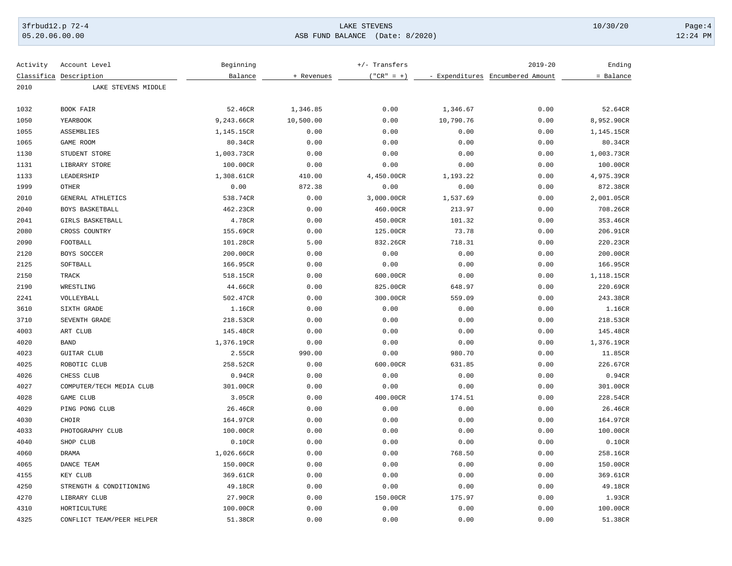LAKE STEVENS

ASB FUND BALANCE (Date: 8/2020)

| Activity Classifica | Account Level Description | Beginning Balance | + Revenues | +/- Transfers ("CR" = +) | - Expenditures | 2019-20 Encumbered Amount | Ending = Balance |
|---|---|---|---|---|---|---|---|
| 2010 | LAKE STEVENS MIDDLE | | | | | | |
| 1032 | BOOK FAIR | 52.46CR | 1,346.85 | 0.00 | 1,346.67 | 0.00 | 52.64CR |
| 1050 | YEARBOOK | 9,243.66CR | 10,500.00 | 0.00 | 10,790.76 | 0.00 | 8,952.90CR |
| 1055 | ASSEMBLIES | 1,145.15CR | 0.00 | 0.00 | 0.00 | 0.00 | 1,145.15CR |
| 1065 | GAME ROOM | 80.34CR | 0.00 | 0.00 | 0.00 | 0.00 | 80.34CR |
| 1130 | STUDENT STORE | 1,003.73CR | 0.00 | 0.00 | 0.00 | 0.00 | 1,003.73CR |
| 1131 | LIBRARY STORE | 100.00CR | 0.00 | 0.00 | 0.00 | 0.00 | 100.00CR |
| 1133 | LEADERSHIP | 1,308.61CR | 410.00 | 4,450.00CR | 1,193.22 | 0.00 | 4,975.39CR |
| 1999 | OTHER | 0.00 | 872.38 | 0.00 | 0.00 | 0.00 | 872.38CR |
| 2010 | GENERAL ATHLETICS | 538.74CR | 0.00 | 3,000.00CR | 1,537.69 | 0.00 | 2,001.05CR |
| 2040 | BOYS BASKETBALL | 462.23CR | 0.00 | 460.00CR | 213.97 | 0.00 | 708.26CR |
| 2041 | GIRLS BASKETBALL | 4.78CR | 0.00 | 450.00CR | 101.32 | 0.00 | 353.46CR |
| 2080 | CROSS COUNTRY | 155.69CR | 0.00 | 125.00CR | 73.78 | 0.00 | 206.91CR |
| 2090 | FOOTBALL | 101.28CR | 5.00 | 832.26CR | 718.31 | 0.00 | 220.23CR |
| 2120 | BOYS SOCCER | 200.00CR | 0.00 | 0.00 | 0.00 | 0.00 | 200.00CR |
| 2125 | SOFTBALL | 166.95CR | 0.00 | 0.00 | 0.00 | 0.00 | 166.95CR |
| 2150 | TRACK | 518.15CR | 0.00 | 600.00CR | 0.00 | 0.00 | 1,118.15CR |
| 2190 | WRESTLING | 44.66CR | 0.00 | 825.00CR | 648.97 | 0.00 | 220.69CR |
| 2241 | VOLLEYBALL | 502.47CR | 0.00 | 300.00CR | 559.09 | 0.00 | 243.38CR |
| 3610 | SIXTH GRADE | 1.16CR | 0.00 | 0.00 | 0.00 | 0.00 | 1.16CR |
| 3710 | SEVENTH GRADE | 218.53CR | 0.00 | 0.00 | 0.00 | 0.00 | 218.53CR |
| 4003 | ART CLUB | 145.48CR | 0.00 | 0.00 | 0.00 | 0.00 | 145.48CR |
| 4020 | BAND | 1,376.19CR | 0.00 | 0.00 | 0.00 | 0.00 | 1,376.19CR |
| 4023 | GUITAR CLUB | 2.55CR | 990.00 | 0.00 | 980.70 | 0.00 | 11.85CR |
| 4025 | ROBOTIC CLUB | 258.52CR | 0.00 | 600.00CR | 631.85 | 0.00 | 226.67CR |
| 4026 | CHESS CLUB | 0.94CR | 0.00 | 0.00 | 0.00 | 0.00 | 0.94CR |
| 4027 | COMPUTER/TECH MEDIA CLUB | 301.00CR | 0.00 | 0.00 | 0.00 | 0.00 | 301.00CR |
| 4028 | GAME CLUB | 3.05CR | 0.00 | 400.00CR | 174.51 | 0.00 | 228.54CR |
| 4029 | PING PONG CLUB | 26.46CR | 0.00 | 0.00 | 0.00 | 0.00 | 26.46CR |
| 4030 | CHOIR | 164.97CR | 0.00 | 0.00 | 0.00 | 0.00 | 164.97CR |
| 4033 | PHOTOGRAPHY CLUB | 100.00CR | 0.00 | 0.00 | 0.00 | 0.00 | 100.00CR |
| 4040 | SHOP CLUB | 0.10CR | 0.00 | 0.00 | 0.00 | 0.00 | 0.10CR |
| 4060 | DRAMA | 1,026.66CR | 0.00 | 0.00 | 768.50 | 0.00 | 258.16CR |
| 4065 | DANCE TEAM | 150.00CR | 0.00 | 0.00 | 0.00 | 0.00 | 150.00CR |
| 4155 | KEY CLUB | 369.61CR | 0.00 | 0.00 | 0.00 | 0.00 | 369.61CR |
| 4250 | STRENGTH & CONDITIONING | 49.18CR | 0.00 | 0.00 | 0.00 | 0.00 | 49.18CR |
| 4270 | LIBRARY CLUB | 27.90CR | 0.00 | 150.00CR | 175.97 | 0.00 | 1.93CR |
| 4310 | HORTICULTURE | 100.00CR | 0.00 | 0.00 | 0.00 | 0.00 | 100.00CR |
| 4325 | CONFLICT TEAM/PEER HELPER | 51.38CR | 0.00 | 0.00 | 0.00 | 0.00 | 51.38CR |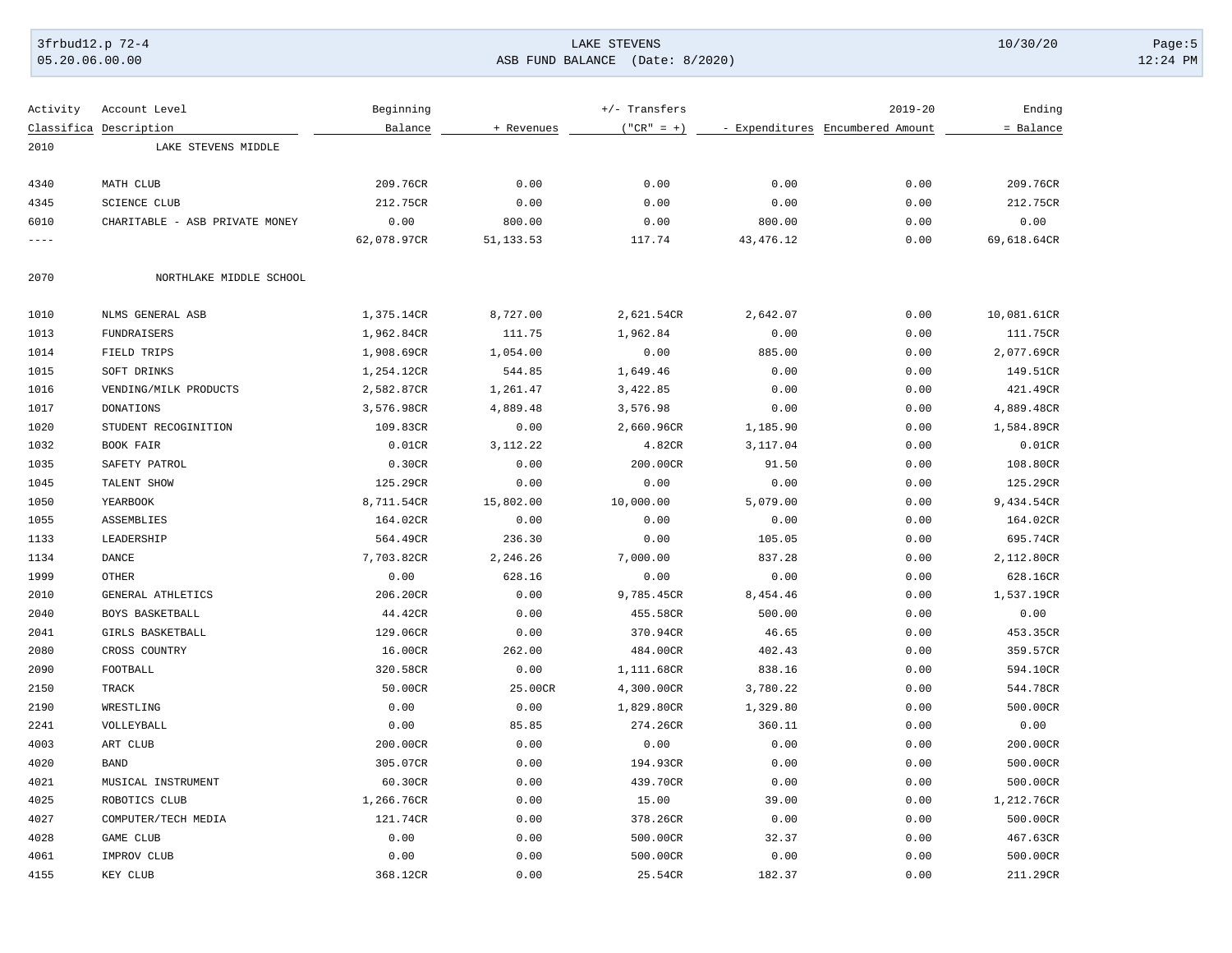| Activity Classifica | Account Level Description | Beginning Balance | + Revenues | +/- Transfers ("CR" = +) | - Expenditures | 2019-20 Encumbered Amount | Ending = Balance |
|---|---|---|---|---|---|---|---|
| 2010 | LAKE STEVENS MIDDLE | | | | | | |
| 4340 | MATH CLUB | 209.76CR | 0.00 | 0.00 | 0.00 | 0.00 | 209.76CR |
| 4345 | SCIENCE CLUB | 212.75CR | 0.00 | 0.00 | 0.00 | 0.00 | 212.75CR |
| 6010 | CHARITABLE - ASB PRIVATE MONEY | 0.00 | 800.00 | 0.00 | 800.00 | 0.00 | 0.00 |
| ---- | | 62,078.97CR | 51,133.53 | 117.74 | 43,476.12 | 0.00 | 69,618.64CR |
| 2070 | NORTHLAKE MIDDLE SCHOOL | | | | | | |
| 1010 | NLMS GENERAL ASB | 1,375.14CR | 8,727.00 | 2,621.54CR | 2,642.07 | 0.00 | 10,081.61CR |
| 1013 | FUNDRAISERS | 1,962.84CR | 111.75 | 1,962.84 | 0.00 | 0.00 | 111.75CR |
| 1014 | FIELD TRIPS | 1,908.69CR | 1,054.00 | 0.00 | 885.00 | 0.00 | 2,077.69CR |
| 1015 | SOFT DRINKS | 1,254.12CR | 544.85 | 1,649.46 | 0.00 | 0.00 | 149.51CR |
| 1016 | VENDING/MILK PRODUCTS | 2,582.87CR | 1,261.47 | 3,422.85 | 0.00 | 0.00 | 421.49CR |
| 1017 | DONATIONS | 3,576.98CR | 4,889.48 | 3,576.98 | 0.00 | 0.00 | 4,889.48CR |
| 1020 | STUDENT RECOGINITION | 109.83CR | 0.00 | 2,660.96CR | 1,185.90 | 0.00 | 1,584.89CR |
| 1032 | BOOK FAIR | 0.01CR | 3,112.22 | 4.82CR | 3,117.04 | 0.00 | 0.01CR |
| 1035 | SAFETY PATROL | 0.30CR | 0.00 | 200.00CR | 91.50 | 0.00 | 108.80CR |
| 1045 | TALENT SHOW | 125.29CR | 0.00 | 0.00 | 0.00 | 0.00 | 125.29CR |
| 1050 | YEARBOOK | 8,711.54CR | 15,802.00 | 10,000.00 | 5,079.00 | 0.00 | 9,434.54CR |
| 1055 | ASSEMBLIES | 164.02CR | 0.00 | 0.00 | 0.00 | 0.00 | 164.02CR |
| 1133 | LEADERSHIP | 564.49CR | 236.30 | 0.00 | 105.05 | 0.00 | 695.74CR |
| 1134 | DANCE | 7,703.82CR | 2,246.26 | 7,000.00 | 837.28 | 0.00 | 2,112.80CR |
| 1999 | OTHER | 0.00 | 628.16 | 0.00 | 0.00 | 0.00 | 628.16CR |
| 2010 | GENERAL ATHLETICS | 206.20CR | 0.00 | 9,785.45CR | 8,454.46 | 0.00 | 1,537.19CR |
| 2040 | BOYS BASKETBALL | 44.42CR | 0.00 | 455.58CR | 500.00 | 0.00 | 0.00 |
| 2041 | GIRLS BASKETBALL | 129.06CR | 0.00 | 370.94CR | 46.65 | 0.00 | 453.35CR |
| 2080 | CROSS COUNTRY | 16.00CR | 262.00 | 484.00CR | 402.43 | 0.00 | 359.57CR |
| 2090 | FOOTBALL | 320.58CR | 0.00 | 1,111.68CR | 838.16 | 0.00 | 594.10CR |
| 2150 | TRACK | 50.00CR | 25.00CR | 4,300.00CR | 3,780.22 | 0.00 | 544.78CR |
| 2190 | WRESTLING | 0.00 | 0.00 | 1,829.80CR | 1,329.80 | 0.00 | 500.00CR |
| 2241 | VOLLEYBALL | 0.00 | 85.85 | 274.26CR | 360.11 | 0.00 | 0.00 |
| 4003 | ART CLUB | 200.00CR | 0.00 | 0.00 | 0.00 | 0.00 | 200.00CR |
| 4020 | BAND | 305.07CR | 0.00 | 194.93CR | 0.00 | 0.00 | 500.00CR |
| 4021 | MUSICAL INSTRUMENT | 60.30CR | 0.00 | 439.70CR | 0.00 | 0.00 | 500.00CR |
| 4025 | ROBOTICS CLUB | 1,266.76CR | 0.00 | 15.00 | 39.00 | 0.00 | 1,212.76CR |
| 4027 | COMPUTER/TECH MEDIA | 121.74CR | 0.00 | 378.26CR | 0.00 | 0.00 | 500.00CR |
| 4028 | GAME CLUB | 0.00 | 0.00 | 500.00CR | 32.37 | 0.00 | 467.63CR |
| 4061 | IMPROV CLUB | 0.00 | 0.00 | 500.00CR | 0.00 | 0.00 | 500.00CR |
| 4155 | KEY CLUB | 368.12CR | 0.00 | 25.54CR | 182.37 | 0.00 | 211.29CR |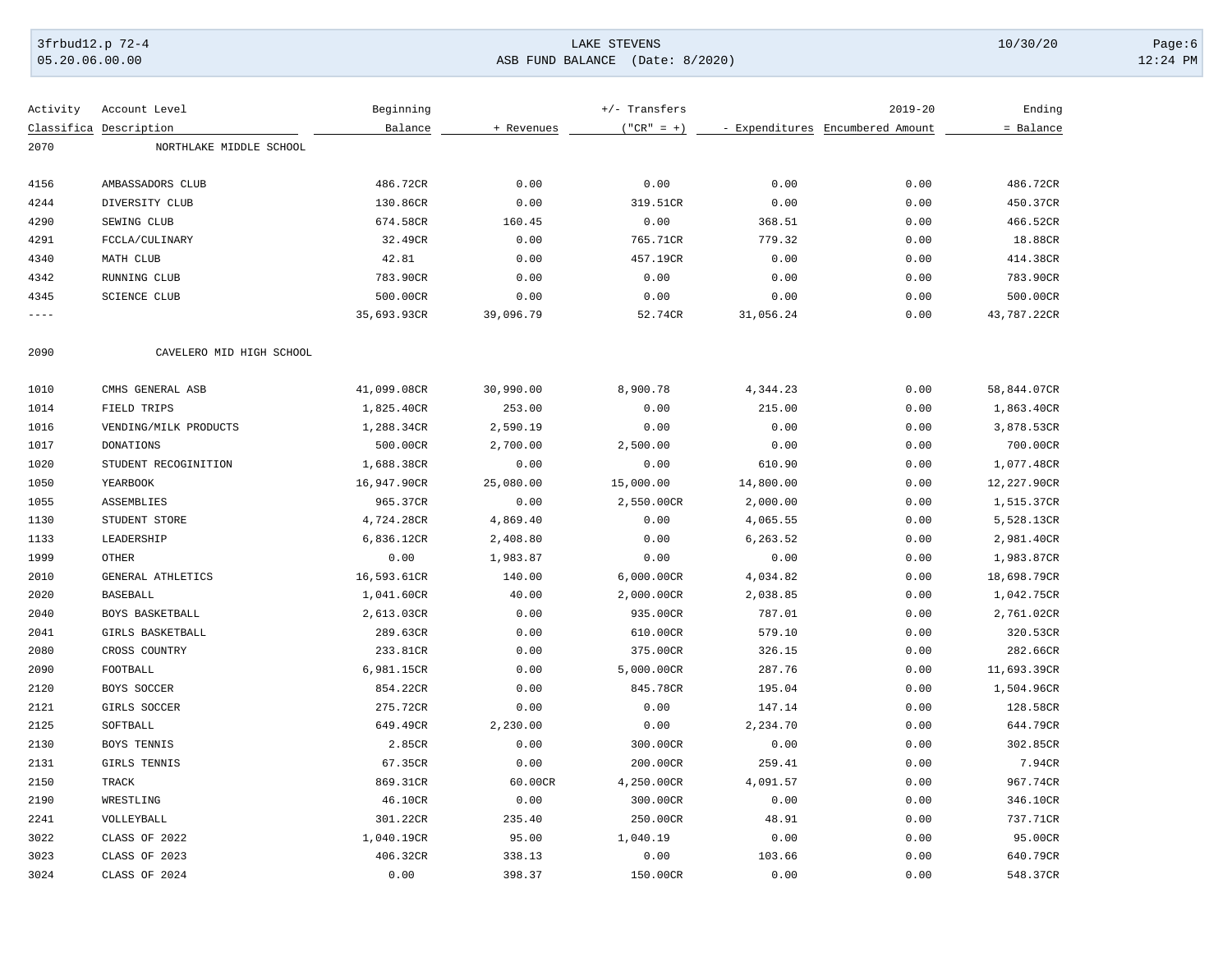| Activity Classifica | Account Level Description | Beginning Balance | + Revenues | +/- Transfers ("CR" = +) | - Expenditures | 2019-20 Encumbered Amount | Ending = Balance |
|---|---|---|---|---|---|---|---|
| 2070 | NORTHLAKE MIDDLE SCHOOL | | | | | | |
| 4156 | AMBASSADORS CLUB | 486.72CR | 0.00 | 0.00 | 0.00 | 0.00 | 486.72CR |
| 4244 | DIVERSITY CLUB | 130.86CR | 0.00 | 319.51CR | 0.00 | 0.00 | 450.37CR |
| 4290 | SEWING CLUB | 674.58CR | 160.45 | 0.00 | 368.51 | 0.00 | 466.52CR |
| 4291 | FCCLA/CULINARY | 32.49CR | 0.00 | 765.71CR | 779.32 | 0.00 | 18.88CR |
| 4340 | MATH CLUB | 42.81 | 0.00 | 457.19CR | 0.00 | 0.00 | 414.38CR |
| 4342 | RUNNING CLUB | 783.90CR | 0.00 | 0.00 | 0.00 | 0.00 | 783.90CR |
| 4345 | SCIENCE CLUB | 500.00CR | 0.00 | 0.00 | 0.00 | 0.00 | 500.00CR |
| ---- | | 35,693.93CR | 39,096.79 | 52.74CR | 31,056.24 | 0.00 | 43,787.22CR |
| 2090 | CAVELERO MID HIGH SCHOOL | | | | | | |
| 1010 | CMHS GENERAL ASB | 41,099.08CR | 30,990.00 | 8,900.78 | 4,344.23 | 0.00 | 58,844.07CR |
| 1014 | FIELD TRIPS | 1,825.40CR | 253.00 | 0.00 | 215.00 | 0.00 | 1,863.40CR |
| 1016 | VENDING/MILK PRODUCTS | 1,288.34CR | 2,590.19 | 0.00 | 0.00 | 0.00 | 3,878.53CR |
| 1017 | DONATIONS | 500.00CR | 2,700.00 | 2,500.00 | 0.00 | 0.00 | 700.00CR |
| 1020 | STUDENT RECOGINITION | 1,688.38CR | 0.00 | 0.00 | 610.90 | 0.00 | 1,077.48CR |
| 1050 | YEARBOOK | 16,947.90CR | 25,080.00 | 15,000.00 | 14,800.00 | 0.00 | 12,227.90CR |
| 1055 | ASSEMBLIES | 965.37CR | 0.00 | 2,550.00CR | 2,000.00 | 0.00 | 1,515.37CR |
| 1130 | STUDENT STORE | 4,724.28CR | 4,869.40 | 0.00 | 4,065.55 | 0.00 | 5,528.13CR |
| 1133 | LEADERSHIP | 6,836.12CR | 2,408.80 | 0.00 | 6,263.52 | 0.00 | 2,981.40CR |
| 1999 | OTHER | 0.00 | 1,983.87 | 0.00 | 0.00 | 0.00 | 1,983.87CR |
| 2010 | GENERAL ATHLETICS | 16,593.61CR | 140.00 | 6,000.00CR | 4,034.82 | 0.00 | 18,698.79CR |
| 2020 | BASEBALL | 1,041.60CR | 40.00 | 2,000.00CR | 2,038.85 | 0.00 | 1,042.75CR |
| 2040 | BOYS BASKETBALL | 2,613.03CR | 0.00 | 935.00CR | 787.01 | 0.00 | 2,761.02CR |
| 2041 | GIRLS BASKETBALL | 289.63CR | 0.00 | 610.00CR | 579.10 | 0.00 | 320.53CR |
| 2080 | CROSS COUNTRY | 233.81CR | 0.00 | 375.00CR | 326.15 | 0.00 | 282.66CR |
| 2090 | FOOTBALL | 6,981.15CR | 0.00 | 5,000.00CR | 287.76 | 0.00 | 11,693.39CR |
| 2120 | BOYS SOCCER | 854.22CR | 0.00 | 845.78CR | 195.04 | 0.00 | 1,504.96CR |
| 2121 | GIRLS SOCCER | 275.72CR | 0.00 | 0.00 | 147.14 | 0.00 | 128.58CR |
| 2125 | SOFTBALL | 649.49CR | 2,230.00 | 0.00 | 2,234.70 | 0.00 | 644.79CR |
| 2130 | BOYS TENNIS | 2.85CR | 0.00 | 300.00CR | 0.00 | 0.00 | 302.85CR |
| 2131 | GIRLS TENNIS | 67.35CR | 0.00 | 200.00CR | 259.41 | 0.00 | 7.94CR |
| 2150 | TRACK | 869.31CR | 60.00CR | 4,250.00CR | 4,091.57 | 0.00 | 967.74CR |
| 2190 | WRESTLING | 46.10CR | 0.00 | 300.00CR | 0.00 | 0.00 | 346.10CR |
| 2241 | VOLLEYBALL | 301.22CR | 235.40 | 250.00CR | 48.91 | 0.00 | 737.71CR |
| 3022 | CLASS OF 2022 | 1,040.19CR | 95.00 | 1,040.19 | 0.00 | 0.00 | 95.00CR |
| 3023 | CLASS OF 2023 | 406.32CR | 338.13 | 0.00 | 103.66 | 0.00 | 640.79CR |
| 3024 | CLASS OF 2024 | 0.00 | 398.37 | 150.00CR | 0.00 | 0.00 | 548.37CR |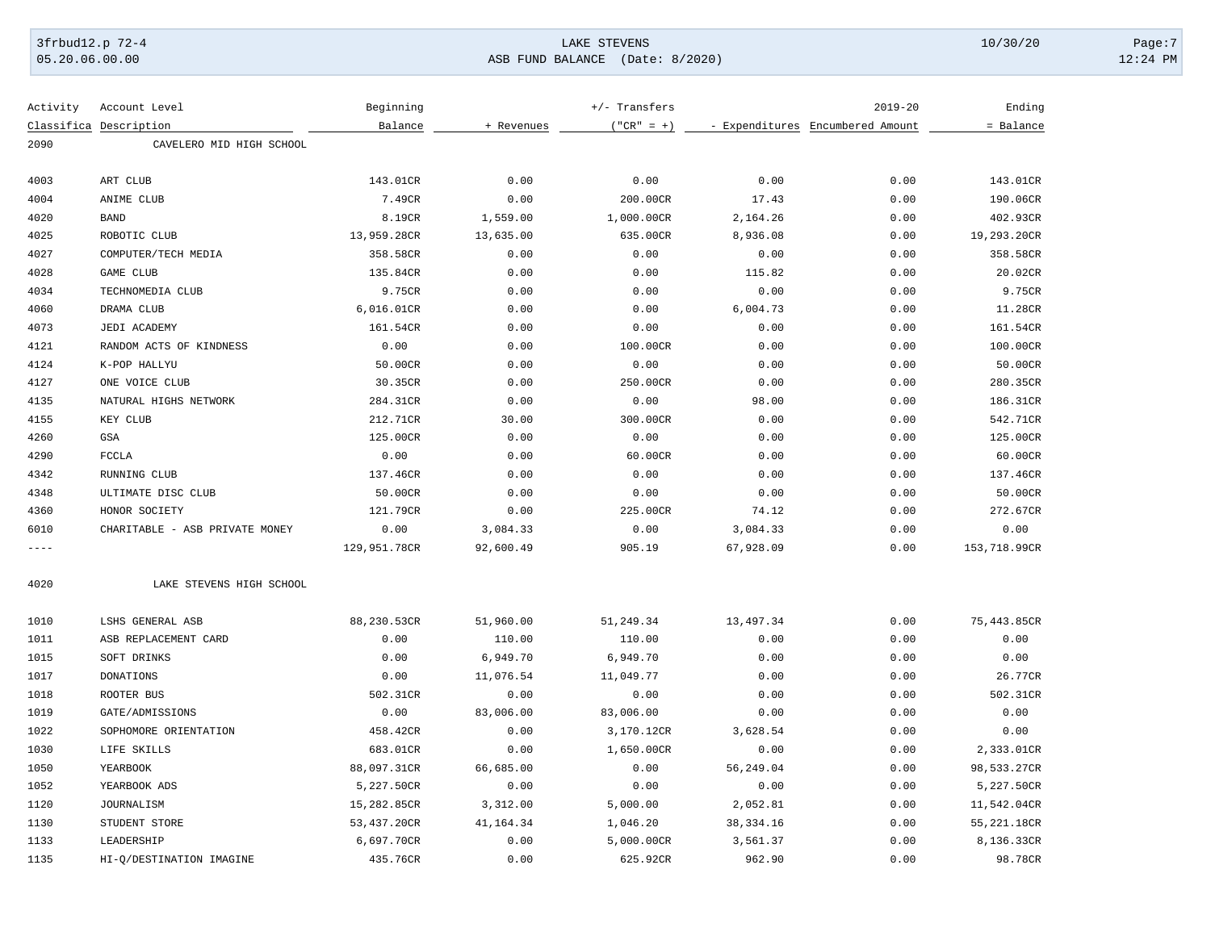| Activity Classifica | Account Level Description | Beginning Balance | + Revenues | +/- Transfers ("CR" = +) | - Expenditures | 2019-20 Encumbered Amount | Ending = Balance |
|---|---|---|---|---|---|---|---|
| 2090 | CAVELERO MID HIGH SCHOOL | | | | | | |
| 4003 | ART CLUB | 143.01CR | 0.00 | 0.00 | 0.00 | 0.00 | 143.01CR |
| 4004 | ANIME CLUB | 7.49CR | 0.00 | 200.00CR | 17.43 | 0.00 | 190.06CR |
| 4020 | BAND | 8.19CR | 1,559.00 | 1,000.00CR | 2,164.26 | 0.00 | 402.93CR |
| 4025 | ROBOTIC CLUB | 13,959.28CR | 13,635.00 | 635.00CR | 8,936.08 | 0.00 | 19,293.20CR |
| 4027 | COMPUTER/TECH MEDIA | 358.58CR | 0.00 | 0.00 | 0.00 | 0.00 | 358.58CR |
| 4028 | GAME CLUB | 135.84CR | 0.00 | 0.00 | 115.82 | 0.00 | 20.02CR |
| 4034 | TECHNOMEDIA CLUB | 9.75CR | 0.00 | 0.00 | 0.00 | 0.00 | 9.75CR |
| 4060 | DRAMA CLUB | 6,016.01CR | 0.00 | 0.00 | 6,004.73 | 0.00 | 11.28CR |
| 4073 | JEDI ACADEMY | 161.54CR | 0.00 | 0.00 | 0.00 | 0.00 | 161.54CR |
| 4121 | RANDOM ACTS OF KINDNESS | 0.00 | 0.00 | 100.00CR | 0.00 | 0.00 | 100.00CR |
| 4124 | K-POP HALLYU | 50.00CR | 0.00 | 0.00 | 0.00 | 0.00 | 50.00CR |
| 4127 | ONE VOICE CLUB | 30.35CR | 0.00 | 250.00CR | 0.00 | 0.00 | 280.35CR |
| 4135 | NATURAL HIGHS NETWORK | 284.31CR | 0.00 | 0.00 | 98.00 | 0.00 | 186.31CR |
| 4155 | KEY CLUB | 212.71CR | 30.00 | 300.00CR | 0.00 | 0.00 | 542.71CR |
| 4260 | GSA | 125.00CR | 0.00 | 0.00 | 0.00 | 0.00 | 125.00CR |
| 4290 | FCCLA | 0.00 | 0.00 | 60.00CR | 0.00 | 0.00 | 60.00CR |
| 4342 | RUNNING CLUB | 137.46CR | 0.00 | 0.00 | 0.00 | 0.00 | 137.46CR |
| 4348 | ULTIMATE DISC CLUB | 50.00CR | 0.00 | 0.00 | 0.00 | 0.00 | 50.00CR |
| 4360 | HONOR SOCIETY | 121.79CR | 0.00 | 225.00CR | 74.12 | 0.00 | 272.67CR |
| 6010 | CHARITABLE - ASB PRIVATE MONEY | 0.00 | 3,084.33 | 0.00 | 3,084.33 | 0.00 | 0.00 |
| ---- | | 129,951.78CR | 92,600.49 | 905.19 | 67,928.09 | 0.00 | 153,718.99CR |
| 4020 | LAKE STEVENS HIGH SCHOOL | | | | | | |
| 1010 | LSHS GENERAL ASB | 88,230.53CR | 51,960.00 | 51,249.34 | 13,497.34 | 0.00 | 75,443.85CR |
| 1011 | ASB REPLACEMENT CARD | 0.00 | 110.00 | 110.00 | 0.00 | 0.00 | 0.00 |
| 1015 | SOFT DRINKS | 0.00 | 6,949.70 | 6,949.70 | 0.00 | 0.00 | 0.00 |
| 1017 | DONATIONS | 0.00 | 11,076.54 | 11,049.77 | 0.00 | 0.00 | 26.77CR |
| 1018 | ROOTER BUS | 502.31CR | 0.00 | 0.00 | 0.00 | 0.00 | 502.31CR |
| 1019 | GATE/ADMISSIONS | 0.00 | 83,006.00 | 83,006.00 | 0.00 | 0.00 | 0.00 |
| 1022 | SOPHOMORE ORIENTATION | 458.42CR | 0.00 | 3,170.12CR | 3,628.54 | 0.00 | 0.00 |
| 1030 | LIFE SKILLS | 683.01CR | 0.00 | 1,650.00CR | 0.00 | 0.00 | 2,333.01CR |
| 1050 | YEARBOOK | 88,097.31CR | 66,685.00 | 0.00 | 56,249.04 | 0.00 | 98,533.27CR |
| 1052 | YEARBOOK ADS | 5,227.50CR | 0.00 | 0.00 | 0.00 | 0.00 | 5,227.50CR |
| 1120 | JOURNALISM | 15,282.85CR | 3,312.00 | 5,000.00 | 2,052.81 | 0.00 | 11,542.04CR |
| 1130 | STUDENT STORE | 53,437.20CR | 41,164.34 | 1,046.20 | 38,334.16 | 0.00 | 55,221.18CR |
| 1133 | LEADERSHIP | 6,697.70CR | 0.00 | 5,000.00CR | 3,561.37 | 0.00 | 8,136.33CR |
| 1135 | HI-Q/DESTINATION IMAGINE | 435.76CR | 0.00 | 625.92CR | 962.90 | 0.00 | 98.78CR |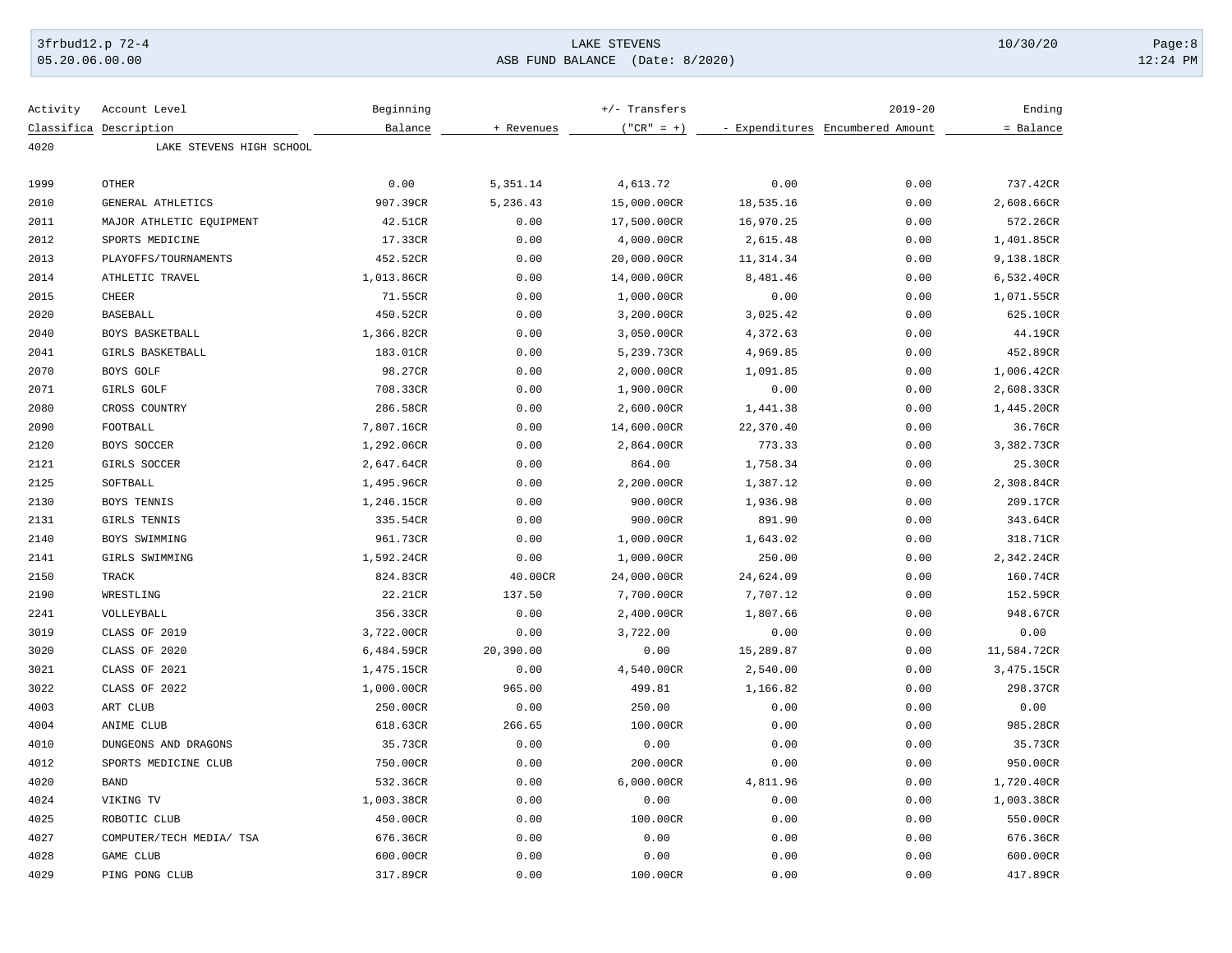LAKE STEVENS

ASB FUND BALANCE (Date: 8/2020)

| Activity Classifica | Account Level Description | Beginning Balance | + Revenues | +/- Transfers ("CR" = +) | - Expenditures | 2019-20 Encumbered Amount | Ending = Balance |
|---|---|---|---|---|---|---|---|
| 4020 | LAKE STEVENS HIGH SCHOOL | | | | | | |
| 1999 | OTHER | 0.00 | 5,351.14 | 4,613.72 | 0.00 | 0.00 | 737.42CR |
| 2010 | GENERAL ATHLETICS | 907.39CR | 5,236.43 | 15,000.00CR | 18,535.16 | 0.00 | 2,608.66CR |
| 2011 | MAJOR ATHLETIC EQUIPMENT | 42.51CR | 0.00 | 17,500.00CR | 16,970.25 | 0.00 | 572.26CR |
| 2012 | SPORTS MEDICINE | 17.33CR | 0.00 | 4,000.00CR | 2,615.48 | 0.00 | 1,401.85CR |
| 2013 | PLAYOFFS/TOURNAMENTS | 452.52CR | 0.00 | 20,000.00CR | 11,314.34 | 0.00 | 9,138.18CR |
| 2014 | ATHLETIC TRAVEL | 1,013.86CR | 0.00 | 14,000.00CR | 8,481.46 | 0.00 | 6,532.40CR |
| 2015 | CHEER | 71.55CR | 0.00 | 1,000.00CR | 0.00 | 0.00 | 1,071.55CR |
| 2020 | BASEBALL | 450.52CR | 0.00 | 3,200.00CR | 3,025.42 | 0.00 | 625.10CR |
| 2040 | BOYS BASKETBALL | 1,366.82CR | 0.00 | 3,050.00CR | 4,372.63 | 0.00 | 44.19CR |
| 2041 | GIRLS BASKETBALL | 183.01CR | 0.00 | 5,239.73CR | 4,969.85 | 0.00 | 452.89CR |
| 2070 | BOYS GOLF | 98.27CR | 0.00 | 2,000.00CR | 1,091.85 | 0.00 | 1,006.42CR |
| 2071 | GIRLS GOLF | 708.33CR | 0.00 | 1,900.00CR | 0.00 | 0.00 | 2,608.33CR |
| 2080 | CROSS COUNTRY | 286.58CR | 0.00 | 2,600.00CR | 1,441.38 | 0.00 | 1,445.20CR |
| 2090 | FOOTBALL | 7,807.16CR | 0.00 | 14,600.00CR | 22,370.40 | 0.00 | 36.76CR |
| 2120 | BOYS SOCCER | 1,292.06CR | 0.00 | 2,864.00CR | 773.33 | 0.00 | 3,382.73CR |
| 2121 | GIRLS SOCCER | 2,647.64CR | 0.00 | 864.00 | 1,758.34 | 0.00 | 25.30CR |
| 2125 | SOFTBALL | 1,495.96CR | 0.00 | 2,200.00CR | 1,387.12 | 0.00 | 2,308.84CR |
| 2130 | BOYS TENNIS | 1,246.15CR | 0.00 | 900.00CR | 1,936.98 | 0.00 | 209.17CR |
| 2131 | GIRLS TENNIS | 335.54CR | 0.00 | 900.00CR | 891.90 | 0.00 | 343.64CR |
| 2140 | BOYS SWIMMING | 961.73CR | 0.00 | 1,000.00CR | 1,643.02 | 0.00 | 318.71CR |
| 2141 | GIRLS SWIMMING | 1,592.24CR | 0.00 | 1,000.00CR | 250.00 | 0.00 | 2,342.24CR |
| 2150 | TRACK | 824.83CR | 40.00CR | 24,000.00CR | 24,624.09 | 0.00 | 160.74CR |
| 2190 | WRESTLING | 22.21CR | 137.50 | 7,700.00CR | 7,707.12 | 0.00 | 152.59CR |
| 2241 | VOLLEYBALL | 356.33CR | 0.00 | 2,400.00CR | 1,807.66 | 0.00 | 948.67CR |
| 3019 | CLASS OF 2019 | 3,722.00CR | 0.00 | 3,722.00 | 0.00 | 0.00 | 0.00 |
| 3020 | CLASS OF 2020 | 6,484.59CR | 20,390.00 | 0.00 | 15,289.87 | 0.00 | 11,584.72CR |
| 3021 | CLASS OF 2021 | 1,475.15CR | 0.00 | 4,540.00CR | 2,540.00 | 0.00 | 3,475.15CR |
| 3022 | CLASS OF 2022 | 1,000.00CR | 965.00 | 499.81 | 1,166.82 | 0.00 | 298.37CR |
| 4003 | ART CLUB | 250.00CR | 0.00 | 250.00 | 0.00 | 0.00 | 0.00 |
| 4004 | ANIME CLUB | 618.63CR | 266.65 | 100.00CR | 0.00 | 0.00 | 985.28CR |
| 4010 | DUNGEONS AND DRAGONS | 35.73CR | 0.00 | 0.00 | 0.00 | 0.00 | 35.73CR |
| 4012 | SPORTS MEDICINE CLUB | 750.00CR | 0.00 | 200.00CR | 0.00 | 0.00 | 950.00CR |
| 4020 | BAND | 532.36CR | 0.00 | 6,000.00CR | 4,811.96 | 0.00 | 1,720.40CR |
| 4024 | VIKING TV | 1,003.38CR | 0.00 | 0.00 | 0.00 | 0.00 | 1,003.38CR |
| 4025 | ROBOTIC CLUB | 450.00CR | 0.00 | 100.00CR | 0.00 | 0.00 | 550.00CR |
| 4027 | COMPUTER/TECH MEDIA/ TSA | 676.36CR | 0.00 | 0.00 | 0.00 | 0.00 | 676.36CR |
| 4028 | GAME CLUB | 600.00CR | 0.00 | 0.00 | 0.00 | 0.00 | 600.00CR |
| 4029 | PING PONG CLUB | 317.89CR | 0.00 | 100.00CR | 0.00 | 0.00 | 417.89CR |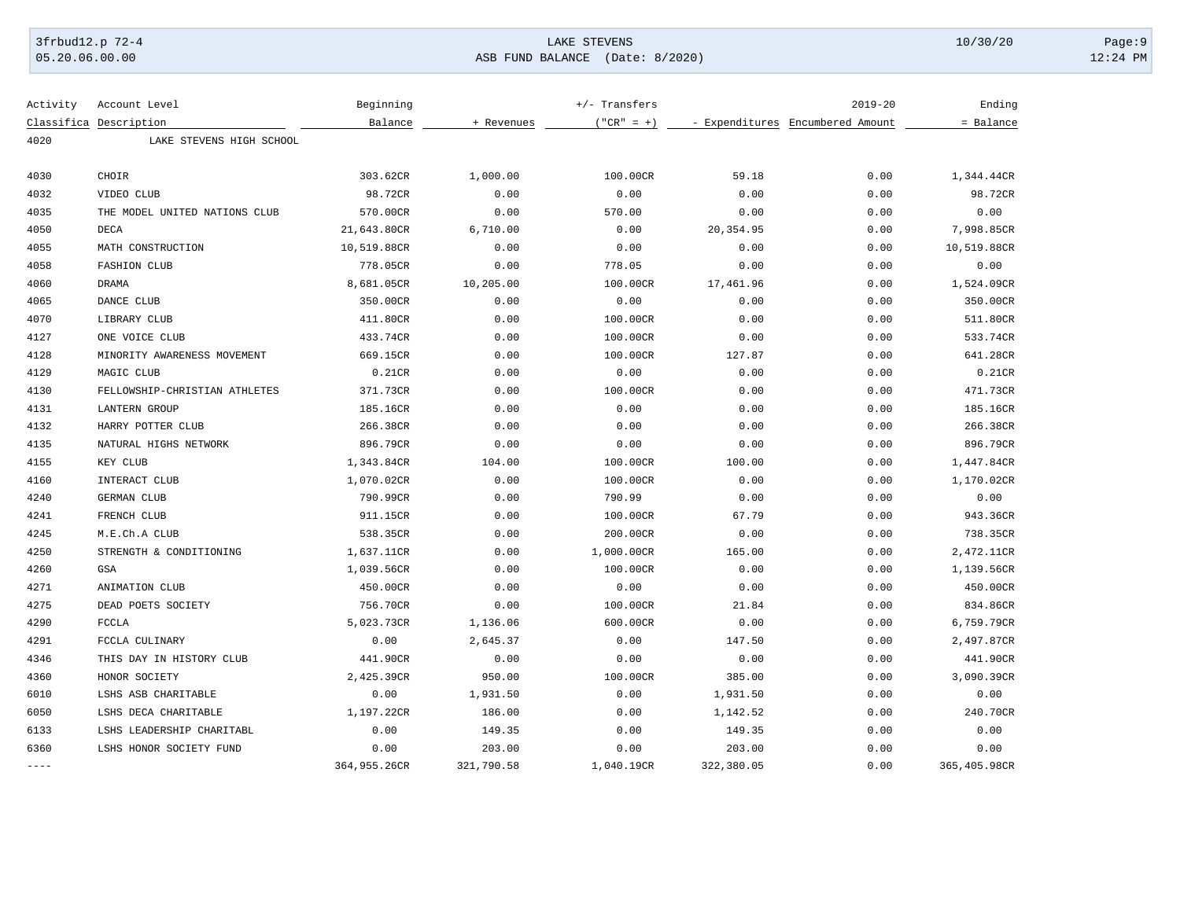| Activity Classifica | Account Level Description | Beginning Balance | + Revenues | +/- Transfers ("CR" = +) | - Expenditures | 2019-20 Encumbered Amount | Ending = Balance |
|---|---|---|---|---|---|---|---|
| 4020 | LAKE STEVENS HIGH SCHOOL | | | | | | |
| 4030 | CHOIR | 303.62CR | 1,000.00 | 100.00CR | 59.18 | 0.00 | 1,344.44CR |
| 4032 | VIDEO CLUB | 98.72CR | 0.00 | 0.00 | 0.00 | 0.00 | 98.72CR |
| 4035 | THE MODEL UNITED NATIONS CLUB | 570.00CR | 0.00 | 570.00 | 0.00 | 0.00 | 0.00 |
| 4050 | DECA | 21,643.80CR | 6,710.00 | 0.00 | 20,354.95 | 0.00 | 7,998.85CR |
| 4055 | MATH CONSTRUCTION | 10,519.88CR | 0.00 | 0.00 | 0.00 | 0.00 | 10,519.88CR |
| 4058 | FASHION CLUB | 778.05CR | 0.00 | 778.05 | 0.00 | 0.00 | 0.00 |
| 4060 | DRAMA | 8,681.05CR | 10,205.00 | 100.00CR | 17,461.96 | 0.00 | 1,524.09CR |
| 4065 | DANCE CLUB | 350.00CR | 0.00 | 0.00 | 0.00 | 0.00 | 350.00CR |
| 4070 | LIBRARY CLUB | 411.80CR | 0.00 | 100.00CR | 0.00 | 0.00 | 511.80CR |
| 4127 | ONE VOICE CLUB | 433.74CR | 0.00 | 100.00CR | 0.00 | 0.00 | 533.74CR |
| 4128 | MINORITY AWARENESS MOVEMENT | 669.15CR | 0.00 | 100.00CR | 127.87 | 0.00 | 641.28CR |
| 4129 | MAGIC CLUB | 0.21CR | 0.00 | 0.00 | 0.00 | 0.00 | 0.21CR |
| 4130 | FELLOWSHIP-CHRISTIAN ATHLETES | 371.73CR | 0.00 | 100.00CR | 0.00 | 0.00 | 471.73CR |
| 4131 | LANTERN GROUP | 185.16CR | 0.00 | 0.00 | 0.00 | 0.00 | 185.16CR |
| 4132 | HARRY POTTER CLUB | 266.38CR | 0.00 | 0.00 | 0.00 | 0.00 | 266.38CR |
| 4135 | NATURAL HIGHS NETWORK | 896.79CR | 0.00 | 0.00 | 0.00 | 0.00 | 896.79CR |
| 4155 | KEY CLUB | 1,343.84CR | 104.00 | 100.00CR | 100.00 | 0.00 | 1,447.84CR |
| 4160 | INTERACT CLUB | 1,070.02CR | 0.00 | 100.00CR | 0.00 | 0.00 | 1,170.02CR |
| 4240 | GERMAN CLUB | 790.99CR | 0.00 | 790.99 | 0.00 | 0.00 | 0.00 |
| 4241 | FRENCH CLUB | 911.15CR | 0.00 | 100.00CR | 67.79 | 0.00 | 943.36CR |
| 4245 | M.E.Ch.A CLUB | 538.35CR | 0.00 | 200.00CR | 0.00 | 0.00 | 738.35CR |
| 4250 | STRENGTH & CONDITIONING | 1,637.11CR | 0.00 | 1,000.00CR | 165.00 | 0.00 | 2,472.11CR |
| 4260 | GSA | 1,039.56CR | 0.00 | 100.00CR | 0.00 | 0.00 | 1,139.56CR |
| 4271 | ANIMATION CLUB | 450.00CR | 0.00 | 0.00 | 0.00 | 0.00 | 450.00CR |
| 4275 | DEAD POETS SOCIETY | 756.70CR | 0.00 | 100.00CR | 21.84 | 0.00 | 834.86CR |
| 4290 | FCCLA | 5,023.73CR | 1,136.06 | 600.00CR | 0.00 | 0.00 | 6,759.79CR |
| 4291 | FCCLA CULINARY | 0.00 | 2,645.37 | 0.00 | 147.50 | 0.00 | 2,497.87CR |
| 4346 | THIS DAY IN HISTORY CLUB | 441.90CR | 0.00 | 0.00 | 0.00 | 0.00 | 441.90CR |
| 4360 | HONOR SOCIETY | 2,425.39CR | 950.00 | 100.00CR | 385.00 | 0.00 | 3,090.39CR |
| 6010 | LSHS ASB CHARITABLE | 0.00 | 1,931.50 | 0.00 | 1,931.50 | 0.00 | 0.00 |
| 6050 | LSHS DECA CHARITABLE | 1,197.22CR | 186.00 | 0.00 | 1,142.52 | 0.00 | 240.70CR |
| 6133 | LSHS LEADERSHIP CHARITABL | 0.00 | 149.35 | 0.00 | 149.35 | 0.00 | 0.00 |
| 6360 | LSHS HONOR SOCIETY FUND | 0.00 | 203.00 | 0.00 | 203.00 | 0.00 | 0.00 |
| ---- | | 364,955.26CR | 321,790.58 | 1,040.19CR | 322,380.05 | 0.00 | 365,405.98CR |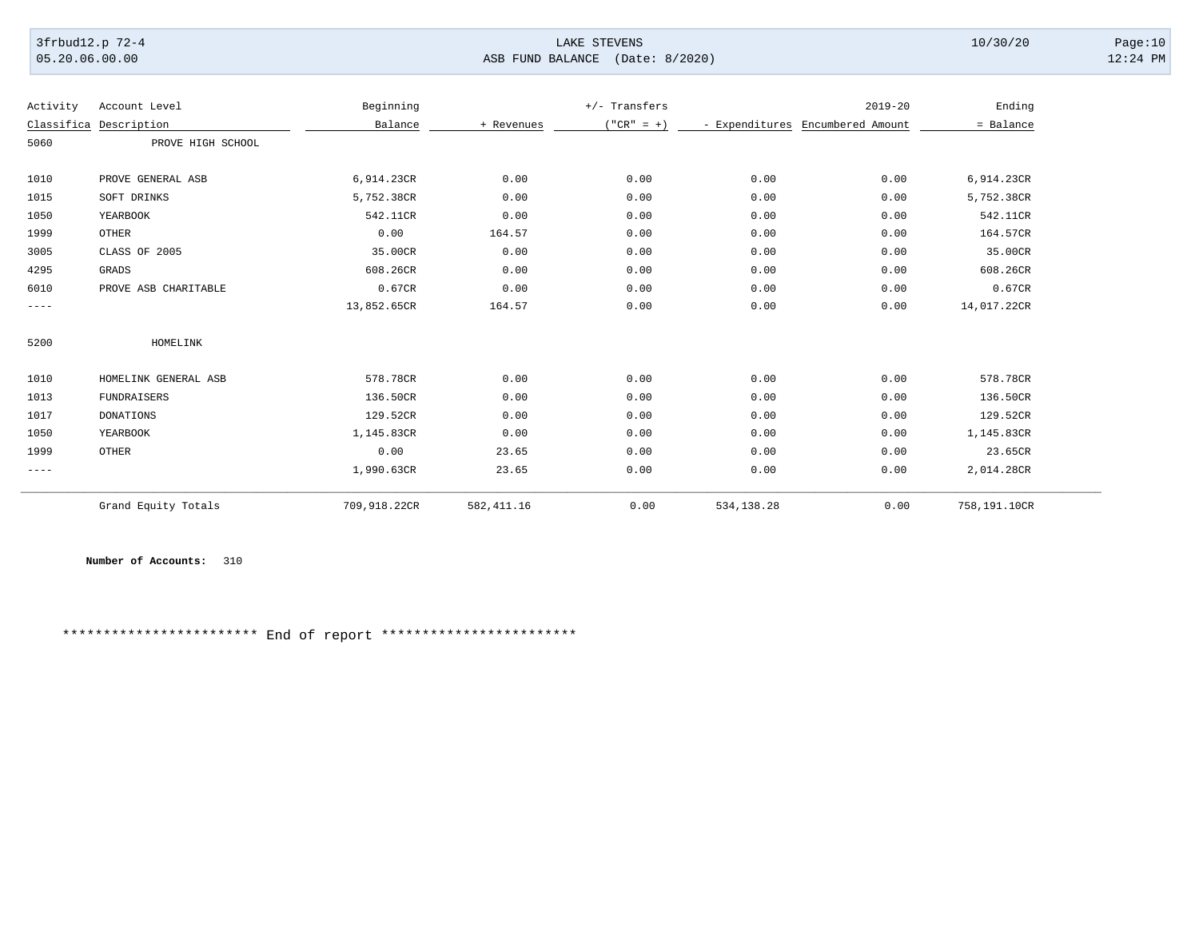| Activity Classifica | Account Level Description | Beginning Balance | + Revenues | +/- Transfers ("CR" = +) | - Expenditures | 2019-20 Encumbered Amount | Ending = Balance |
|---|---|---|---|---|---|---|---|
| 5060 | PROVE HIGH SCHOOL | | | | | | |
| 1010 | PROVE GENERAL ASB | 6,914.23CR | 0.00 | 0.00 | 0.00 | 0.00 | 6,914.23CR |
| 1015 | SOFT DRINKS | 5,752.38CR | 0.00 | 0.00 | 0.00 | 0.00 | 5,752.38CR |
| 1050 | YEARBOOK | 542.11CR | 0.00 | 0.00 | 0.00 | 0.00 | 542.11CR |
| 1999 | OTHER | 0.00 | 164.57 | 0.00 | 0.00 | 0.00 | 164.57CR |
| 3005 | CLASS OF 2005 | 35.00CR | 0.00 | 0.00 | 0.00 | 0.00 | 35.00CR |
| 4295 | GRADS | 608.26CR | 0.00 | 0.00 | 0.00 | 0.00 | 608.26CR |
| 6010 | PROVE ASB CHARITABLE | 0.67CR | 0.00 | 0.00 | 0.00 | 0.00 | 0.67CR |
| ---- | | 13,852.65CR | 164.57 | 0.00 | 0.00 | 0.00 | 14,017.22CR |
| 5200 | HOMELINK | | | | | | |
| 1010 | HOMELINK GENERAL ASB | 578.78CR | 0.00 | 0.00 | 0.00 | 0.00 | 578.78CR |
| 1013 | FUNDRAISERS | 136.50CR | 0.00 | 0.00 | 0.00 | 0.00 | 136.50CR |
| 1017 | DONATIONS | 129.52CR | 0.00 | 0.00 | 0.00 | 0.00 | 129.52CR |
| 1050 | YEARBOOK | 1,145.83CR | 0.00 | 0.00 | 0.00 | 0.00 | 1,145.83CR |
| 1999 | OTHER | 0.00 | 23.65 | 0.00 | 0.00 | 0.00 | 23.65CR |
| ---- | | 1,990.63CR | 23.65 | 0.00 | 0.00 | 0.00 | 2,014.28CR |
| | Grand Equity Totals | 709,918.22CR | 582,411.16 | 0.00 | 534,138.28 | 0.00 | 758,191.10CR |

**Number of Accounts:** 310

************************ End of report ************************